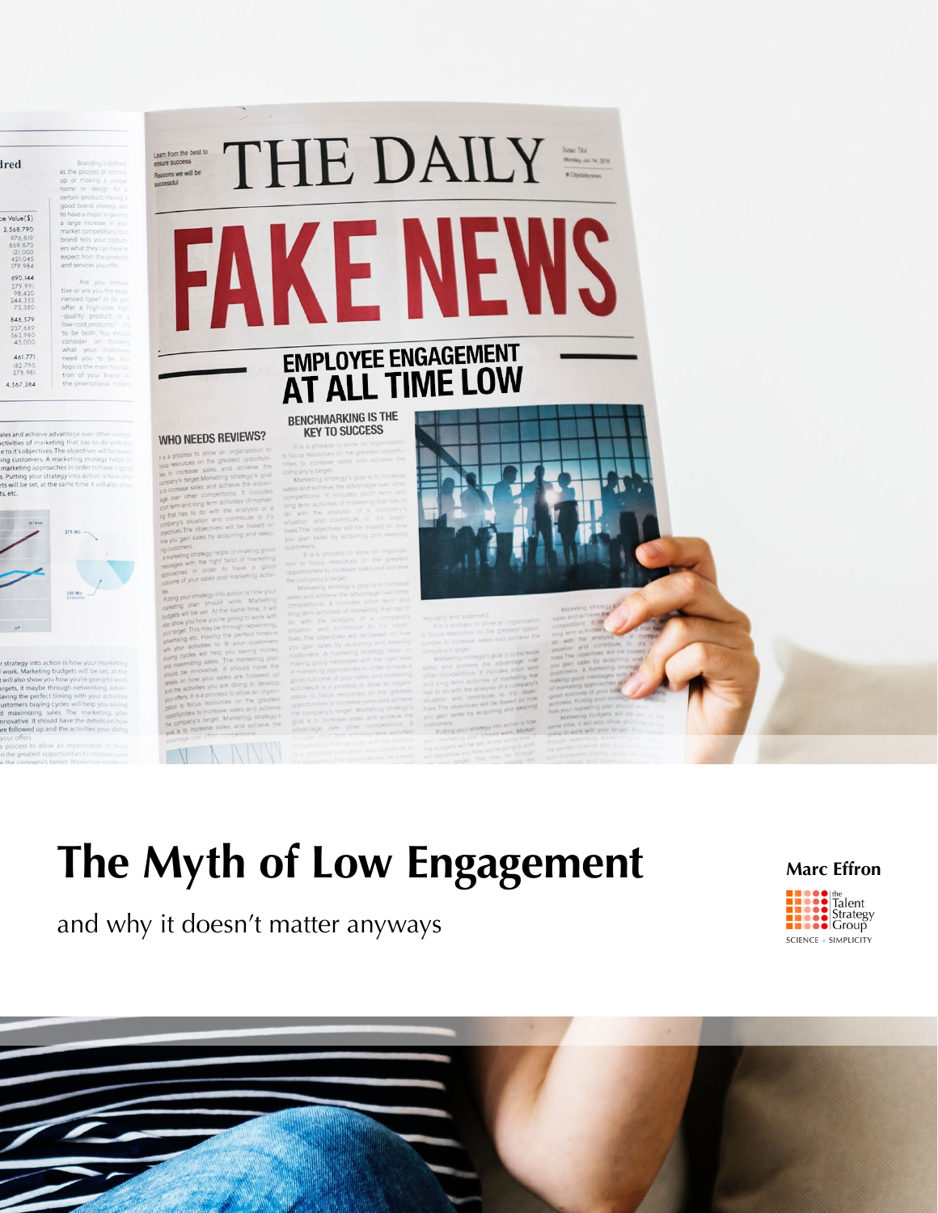# The Myth of Low Engagement

and why it doesn't matter anyways

**Marc Effron**

the Talent Strategy Group

SCIENCE + SIMPLICITY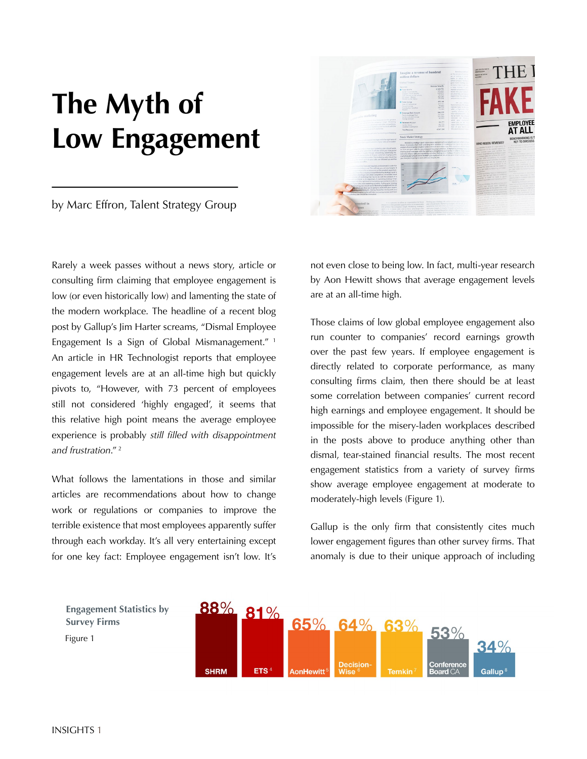# The Myth of Low Engagement

by Marc Effron, Talent Strategy Group

Rarely a week passes without a news story, article or consulting firm claiming that employee engagement is low (or even historically low) and lamenting the state of the modern workplace. The headline of a recent blog post by Gallup's Jim Harter screams, "Dismal Employee Engagement Is a Sign of Global Mismanagement." [1] An article in HR Technologist reports that employee engagement levels are at an all-time high but quickly pivots to, "However, with 73 percent of employees still not considered 'highly engaged', it seems that this relative high point means the average employee experience is probably *still filled with disappointment and frustration*." [2]

What follows the lamentations in those and similar articles are recommendations about how to change work or regulations or companies to improve the terrible existence that most employees apparently suffer through each workday. It's all very entertaining except for one key fact: Employee engagement isn't low. It's not even close to being low. In fact, multi-year research by Aon Hewitt shows that average engagement levels are at an all-time high.

Those claims of low global employee engagement also run counter to companies' record earnings growth over the past few years. If employee engagement is directly related to corporate performance, as many consulting firms claim, then there should be at least some correlation between companies' current record high earnings and employee engagement. It should be impossible for the misery-laden workplaces described in the posts above to produce anything other than dismal, tear-stained financial results. The most recent engagement statistics from a variety of survey firms show average employee engagement at moderate to moderately-high levels (Figure 1).

Gallup is the only firm that consistently cites much lower engagement figures than other survey firms. That anomaly is due to their unique approach of including

**Engagement Statistics by Survey Firms**

Figure 1

| Survey Firm | Engagement |
|---|---|
| SHRM | 88% |
| ETS [4] | 81% |
| AonHewitt [5] | 65% |
| Decision-Wise [6] | 64% |
| Temkin [7] | 63% |
| Conference Board CA | 53% |
| Gallup [8] | 34% |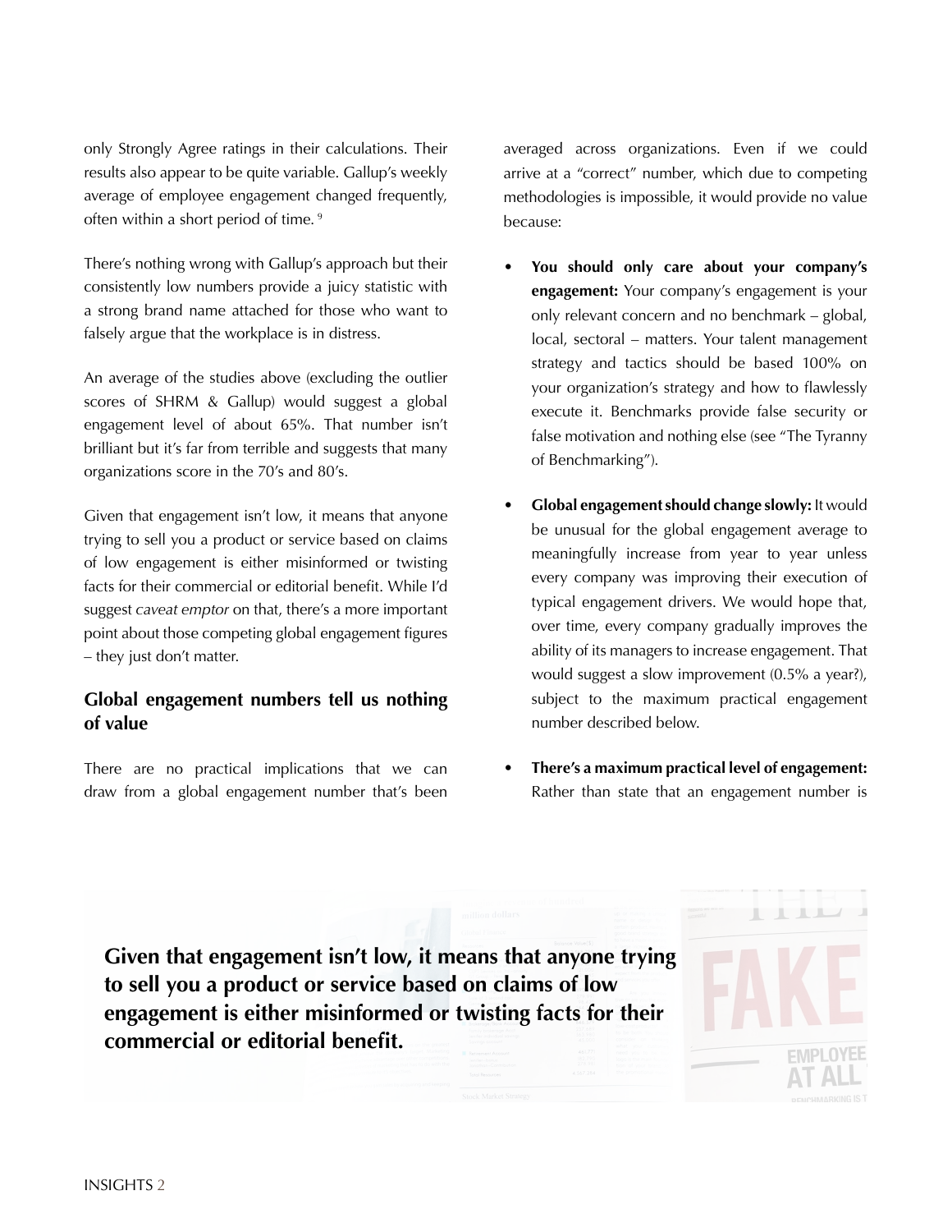only Strongly Agree ratings in their calculations. Their results also appear to be quite variable. Gallup's weekly average of employee engagement changed frequently, often within a short period of time. [9]

There's nothing wrong with Gallup's approach but their consistently low numbers provide a juicy statistic with a strong brand name attached for those who want to falsely argue that the workplace is in distress.

An average of the studies above (excluding the outlier scores of SHRM & Gallup) would suggest a global engagement level of about 65%. That number isn't brilliant but it's far from terrible and suggests that many organizations score in the 70's and 80's.

Given that engagement isn't low, it means that anyone trying to sell you a product or service based on claims of low engagement is either misinformed or twisting facts for their commercial or editorial benefit. While I'd suggest *caveat emptor* on that, there's a more important point about those competing global engagement figures – they just don't matter.

## Global engagement numbers tell us nothing of value

There are no practical implications that we can draw from a global engagement number that's been averaged across organizations. Even if we could arrive at a "correct" number, which due to competing methodologies is impossible, it would provide no value because:

- **You should only care about your company's engagement:** Your company's engagement is your only relevant concern and no benchmark – global, local, sectoral – matters. Your talent management strategy and tactics should be based 100% on your organization's strategy and how to flawlessly execute it. Benchmarks provide false security or false motivation and nothing else (see "The Tyranny of Benchmarking").

- **Global engagement should change slowly:** It would be unusual for the global engagement average to meaningfully increase from year to year unless every company was improving their execution of typical engagement drivers. We would hope that, over time, every company gradually improves the ability of its managers to increase engagement. That would suggest a slow improvement (0.5% a year?), subject to the maximum practical engagement number described below.

- **There's a maximum practical level of engagement:** Rather than state that an engagement number is

**Given that engagement isn't low, it means that anyone trying to sell you a product or service based on claims of low engagement is either misinformed or twisting facts for their commercial or editorial benefit.**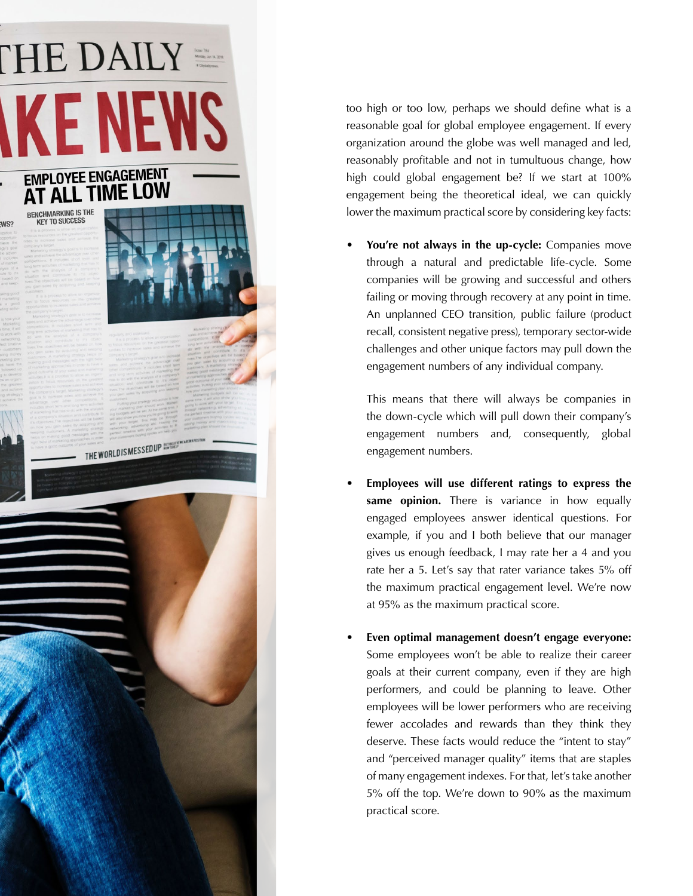too high or too low, perhaps we should define what is a reasonable goal for global employee engagement. If every organization around the globe was well managed and led, reasonably profitable and not in tumultuous change, how high could global engagement be? If we start at 100% engagement being the theoretical ideal, we can quickly lower the maximum practical score by considering key facts:

- **You're not always in the up-cycle:** Companies move through a natural and predictable life-cycle. Some companies will be growing and successful and others failing or moving through recovery at any point in time. An unplanned CEO transition, public failure (product recall, consistent negative press), temporary sector-wide challenges and other unique factors may pull down the engagement numbers of any individual company.

  This means that there will always be companies in the down-cycle which will pull down their company's engagement numbers and, consequently, global engagement numbers.

- **Employees will use different ratings to express the same opinion.** There is variance in how equally engaged employees answer identical questions. For example, if you and I both believe that our manager gives us enough feedback, I may rate her a 4 and you rate her a 5. Let's say that rater variance takes 5% off the maximum practical engagement level. We're now at 95% as the maximum practical score.

- **Even optimal management doesn't engage everyone:** Some employees won't be able to realize their career goals at their current company, even if they are high performers, and could be planning to leave. Other employees will be lower performers who are receiving fewer accolades and rewards than they think they deserve. These facts would reduce the "intent to stay" and "perceived manager quality" items that are staples of many engagement indexes. For that, let's take another 5% off the top. We're down to 90% as the maximum practical score.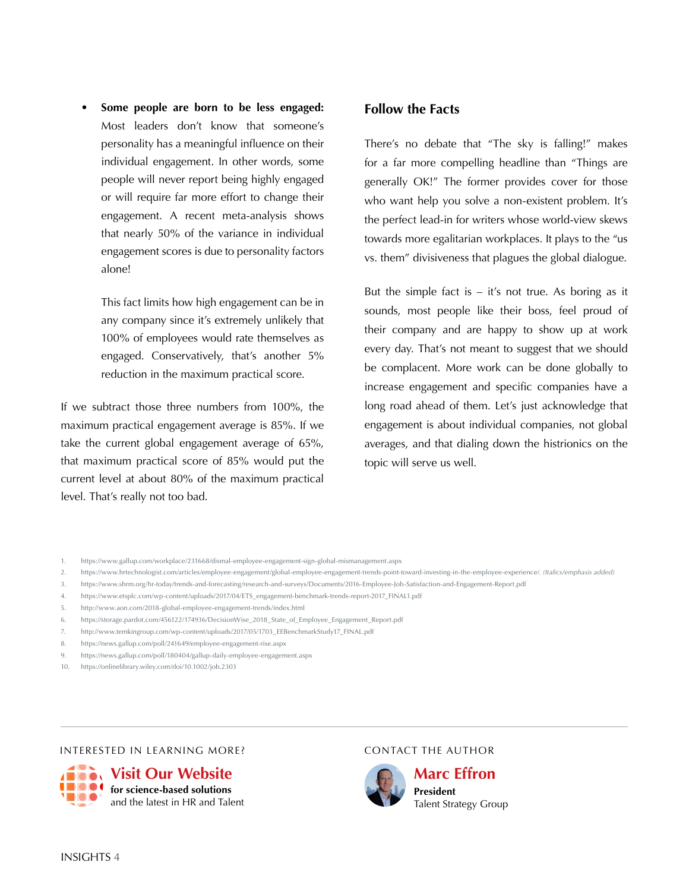- **Some people are born to be less engaged:** Most leaders don't know that someone's personality has a meaningful influence on their individual engagement. In other words, some people will never report being highly engaged or will require far more effort to change their engagement. A recent meta-analysis shows that nearly 50% of the variance in individual engagement scores is due to personality factors alone!

  This fact limits how high engagement can be in any company since it's extremely unlikely that 100% of employees would rate themselves as engaged. Conservatively, that's another 5% reduction in the maximum practical score.

If we subtract those three numbers from 100%, the maximum practical engagement average is 85%. If we take the current global engagement average of 65%, that maximum practical score of 85% would put the current level at about 80% of the maximum practical level. That's really not too bad.

## Follow the Facts

There's no debate that "The sky is falling!" makes for a far more compelling headline than "Things are generally OK!" The former provides cover for those who want help you solve a non-existent problem. It's the perfect lead-in for writers whose world-view skews towards more egalitarian workplaces. It plays to the "us vs. them" divisiveness that plagues the global dialogue.

But the simple fact is – it's not true. As boring as it sounds, most people like their boss, feel proud of their company and are happy to show up at work every day. That's not meant to suggest that we should be complacent. More work can be done globally to increase engagement and specific companies have a long road ahead of them. Let's just acknowledge that engagement is about individual companies, not global averages, and that dialing down the histrionics on the topic will serve us well.

1. https://www.gallup.com/workplace/231668/dismal-employee-engagement-sign-global-mismanagement.aspx
2. https://www.hrtechnologist.com/articles/employee-engagement/global-employee-engagement-trends-point-toward-investing-in-the-employee-experience/. *(Italics/emphasis added)*
3. https://www.shrm.org/hr-today/trends-and-forecasting/research-and-surveys/Documents/2016-Employee-Job-Satisfaction-and-Engagement-Report.pdf
4. https://www.etsplc.com/wp-content/uploads/2017/04/ETS_engagement-benchmark-trends-report-2017_FINAL1.pdf
5. http://www.aon.com/2018-global-employee-engagement-trends/index.html
6. https://storage.pardot.com/456122/174936/DecisionWise_2018_State_of_Employee_Engagement_Report.pdf
7. http://www.temkingroup.com/wp-content/uploads/2017/05/1703_EEBenchmarkStudy17_FINAL.pdf
8. https://news.gallup.com/poll/241649/employee-engagement-rise.aspx
9. https://news.gallup.com/poll/180404/gallup-daily-employee-engagement.aspx
10. https://onlinelibrary.wiley.com/doi/10.1002/job.2303

---

INTERESTED IN LEARNING MORE?

**Visit Our Website**
**for science-based solutions**
and the latest in HR and Talent

CONTACT THE AUTHOR

**Marc Effron**
**President**
Talent Strategy Group